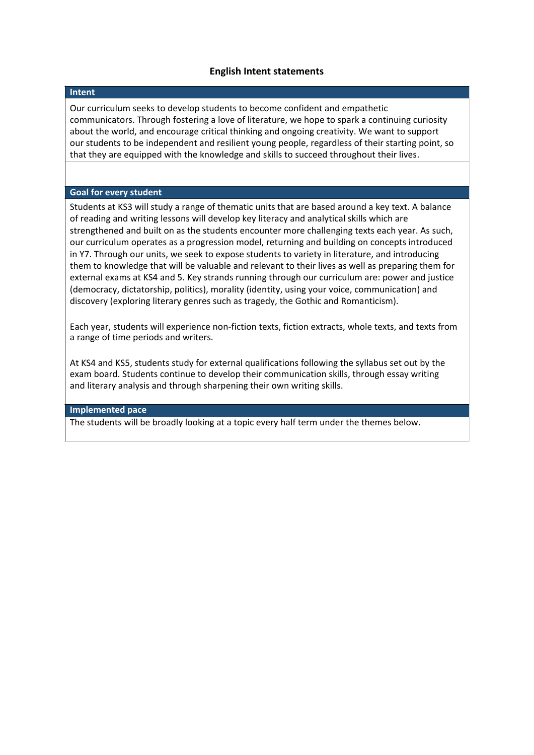# English Intent statements

## Intent

Our curriculum seeks to develop students to become confident and empathetic communicators. Through fostering a love of literature, we hope to spark a continuing curiosity about the world, and encourage critical thinking and ongoing creativity. We want to support our students to be independent and resilient young people, regardless of their starting point, so that they are equipped with the knowledge and skills to succeed throughout their lives.

## Goal for every student

Students at KS3 will study a range of thematic units that are based around a key text. A balance of reading and writing lessons will develop key literacy and analytical skills which are strengthened and built on as the students encounter more challenging texts each year. As such, our curriculum operates as a progression model, returning and building on concepts introduced in Y7. Through our units, we seek to expose students to variety in literature, and introducing them to knowledge that will be valuable and relevant to their lives as well as preparing them for external exams at KS4 and 5. Key strands running through our curriculum are: power and justice (democracy, dictatorship, politics), morality (identity, using your voice, communication) and discovery (exploring literary genres such as tragedy, the Gothic and Romanticism).

Each year, students will experience non-fiction texts, fiction extracts, whole texts, and texts from a range of time periods and writers.

At KS4 and KS5, students study for external qualifications following the syllabus set out by the exam board. Students continue to develop their communication skills, through essay writing and literary analysis and through sharpening their own writing skills.

## Implemented pace

The students will be broadly looking at a topic every half term under the themes below.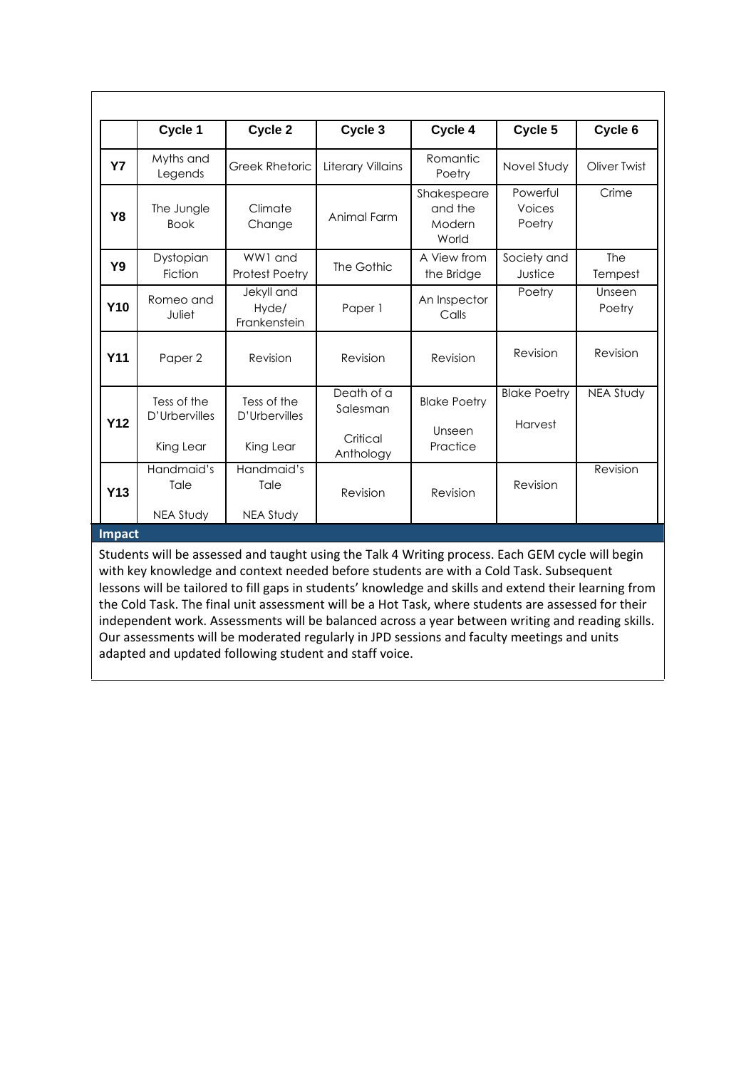| | Cycle 1 | Cycle 2 | Cycle 3 | Cycle 4 | Cycle 5 | Cycle 6 |
|---|---|---|---|---|---|---|
| Y7 | Myths and Legends | Greek Rhetoric | Literary Villains | Romantic Poetry | Novel Study | Oliver Twist |
| Y8 | The Jungle Book | Climate Change | Animal Farm | Shakespeare and the Modern World | Powerful Voices Poetry | Crime |
| Y9 | Dystopian Fiction | WW1 and Protest Poetry | The Gothic | A View from the Bridge | Society and Justice | The Tempest |
| Y10 | Romeo and Juliet | Jekyll and Hyde/ Frankenstein | Paper 1 | An Inspector Calls | Poetry | Unseen Poetry |
| Y11 | Paper 2 | Revision | Revision | Revision | Revision | Revision |
| Y12 | Tess of the D'Urbervilles<br><br>King Lear | Tess of the D'Urbervilles<br><br>King Lear | Death of a Salesman<br><br>Critical Anthology | Blake Poetry<br><br>Unseen Practice | Blake Poetry<br><br>Harvest | NEA Study |
| Y13 | Handmaid's Tale<br><br>NEA Study | Handmaid's Tale<br><br>NEA Study | Revision | Revision | Revision | Revision |

## Impact

Students will be assessed and taught using the Talk 4 Writing process. Each GEM cycle will begin with key knowledge and context needed before students are with a Cold Task. Subsequent lessons will be tailored to fill gaps in students' knowledge and skills and extend their learning from the Cold Task. The final unit assessment will be a Hot Task, where students are assessed for their independent work. Assessments will be balanced across a year between writing and reading skills. Our assessments will be moderated regularly in JPD sessions and faculty meetings and units adapted and updated following student and staff voice.